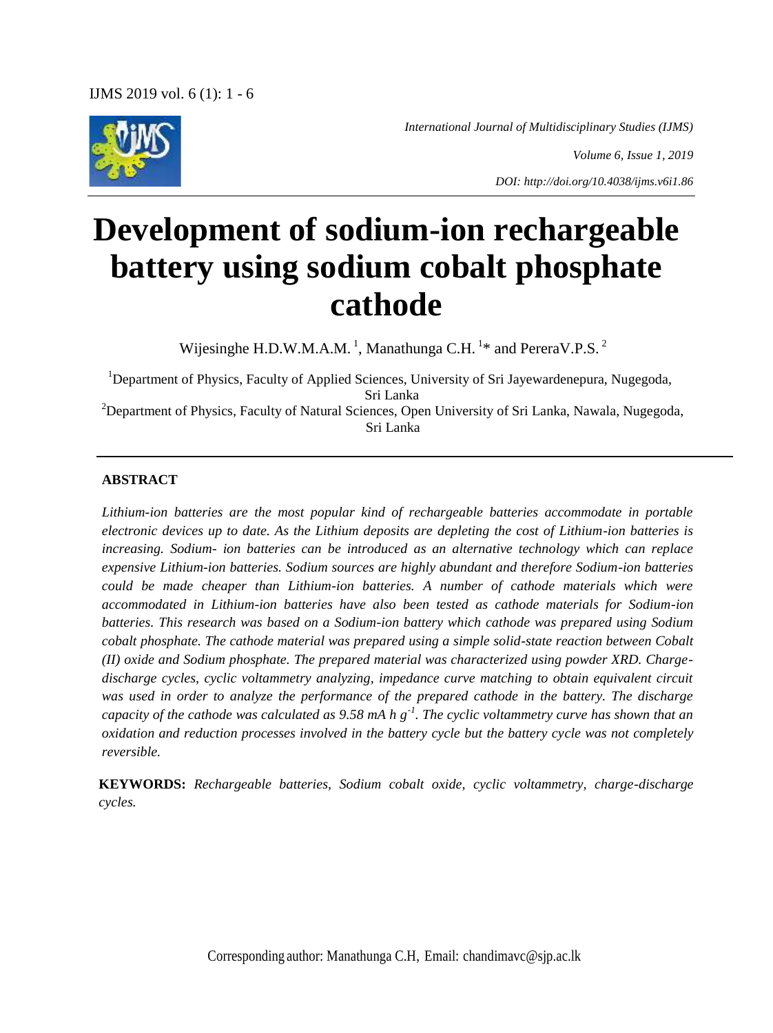*International Journal of Multidisciplinary Studies (IJMS)*

*Volume 6, Issue 1, 2019*

*DOI: http://doi.org/10.4038/ijms.v6i1.86*

# Development of sodium-ion rechargeable battery using sodium cobalt phosphate cathode

Wijesinghe H.D.W.M.A.M. [1], Manathunga C.H. [1]* and PereraV.P.S. [2]

[1]Department of Physics, Faculty of Applied Sciences, University of Sri Jayewardenepura, Nugegoda, Sri Lanka

[2]Department of Physics, Faculty of Natural Sciences, Open University of Sri Lanka, Nawala, Nugegoda, Sri Lanka

## ABSTRACT

*Lithium-ion batteries are the most popular kind of rechargeable batteries accommodate in portable electronic devices up to date. As the Lithium deposits are depleting the cost of Lithium-ion batteries is increasing. Sodium- ion batteries can be introduced as an alternative technology which can replace expensive Lithium-ion batteries. Sodium sources are highly abundant and therefore Sodium-ion batteries could be made cheaper than Lithium-ion batteries. A number of cathode materials which were accommodated in Lithium-ion batteries have also been tested as cathode materials for Sodium-ion batteries. This research was based on a Sodium-ion battery which cathode was prepared using Sodium cobalt phosphate. The cathode material was prepared using a simple solid-state reaction between Cobalt (II) oxide and Sodium phosphate. The prepared material was characterized using powder XRD. Charge-discharge cycles, cyclic voltammetry analyzing, impedance curve matching to obtain equivalent circuit was used in order to analyze the performance of the prepared cathode in the battery. The discharge capacity of the cathode was calculated as 9.58 mA h $g^{-1}$. The cyclic voltammetry curve has shown that an oxidation and reduction processes involved in the battery cycle but the battery cycle was not completely reversible.*

**KEYWORDS:** *Rechargeable batteries, Sodium cobalt oxide, cyclic voltammetry, charge-discharge cycles.*

Corresponding author: Manathunga C.H, Email: chandimavc@sjp.ac.lk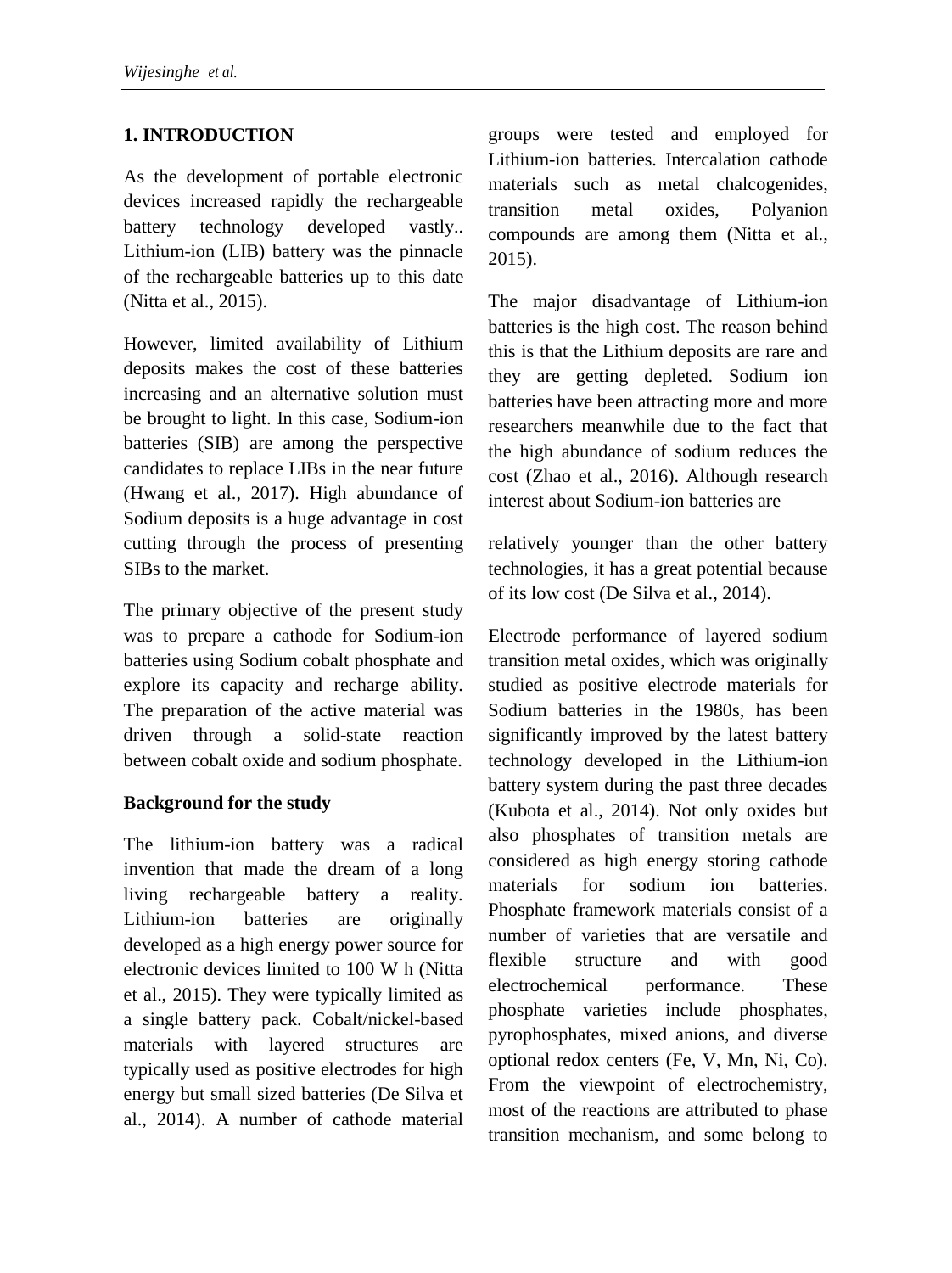# 1. INTRODUCTION

As the development of portable electronic devices increased rapidly the rechargeable battery technology developed vastly.. Lithium-ion (LIB) battery was the pinnacle of the rechargeable batteries up to this date (Nitta et al., 2015).

However, limited availability of Lithium deposits makes the cost of these batteries increasing and an alternative solution must be brought to light. In this case, Sodium-ion batteries (SIB) are among the perspective candidates to replace LIBs in the near future (Hwang et al., 2017). High abundance of Sodium deposits is a huge advantage in cost cutting through the process of presenting SIBs to the market.

The primary objective of the present study was to prepare a cathode for Sodium-ion batteries using Sodium cobalt phosphate and explore its capacity and recharge ability. The preparation of the active material was driven through a solid-state reaction between cobalt oxide and sodium phosphate.

**Background for the study**

The lithium-ion battery was a radical invention that made the dream of a long living rechargeable battery a reality. Lithium-ion batteries are originally developed as a high energy power source for electronic devices limited to 100 W h (Nitta et al., 2015). They were typically limited as a single battery pack. Cobalt/nickel-based materials with layered structures are typically used as positive electrodes for high energy but small sized batteries (De Silva et al., 2014). A number of cathode material groups were tested and employed for Lithium-ion batteries. Intercalation cathode materials such as metal chalcogenides, transition metal oxides, Polyanion compounds are among them (Nitta et al., 2015).

The major disadvantage of Lithium-ion batteries is the high cost. The reason behind this is that the Lithium deposits are rare and they are getting depleted. Sodium ion batteries have been attracting more and more researchers meanwhile due to the fact that the high abundance of sodium reduces the cost (Zhao et al., 2016). Although research interest about Sodium-ion batteries are relatively younger than the other battery technologies, it has a great potential because of its low cost (De Silva et al., 2014).

Electrode performance of layered sodium transition metal oxides, which was originally studied as positive electrode materials for Sodium batteries in the 1980s, has been significantly improved by the latest battery technology developed in the Lithium-ion battery system during the past three decades (Kubota et al., 2014). Not only oxides but also phosphates of transition metals are considered as high energy storing cathode materials for sodium ion batteries. Phosphate framework materials consist of a number of varieties that are versatile and flexible structure and with good electrochemical performance. These phosphate varieties include phosphates, pyrophosphates, mixed anions, and diverse optional redox centers (Fe, V, Mn, Ni, Co). From the viewpoint of electrochemistry, most of the reactions are attributed to phase transition mechanism, and some belong to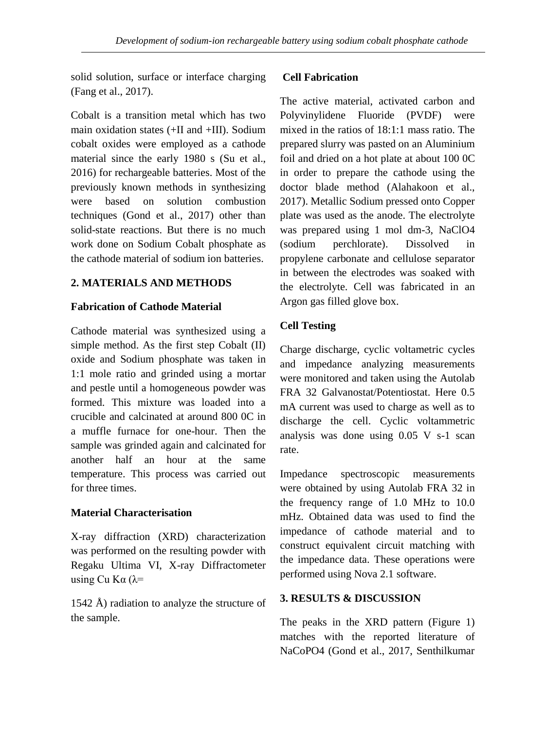solid solution, surface or interface charging (Fang et al., 2017).

Cobalt is a transition metal which has two main oxidation states (+II and +III). Sodium cobalt oxides were employed as a cathode material since the early 1980 s (Su et al., 2016) for rechargeable batteries. Most of the previously known methods in synthesizing were based on solution combustion techniques (Gond et al., 2017) other than solid-state reactions. But there is no much work done on Sodium Cobalt phosphate as the cathode material of sodium ion batteries.

## 2. MATERIALS AND METHODS

### Fabrication of Cathode Material

Cathode material was synthesized using a simple method. As the first step Cobalt (II) oxide and Sodium phosphate was taken in 1:1 mole ratio and grinded using a mortar and pestle until a homogeneous powder was formed. This mixture was loaded into a crucible and calcinated at around 800 0C in a muffle furnace for one-hour. Then the sample was grinded again and calcinated for another half an hour at the same temperature. This process was carried out for three times.

### Material Characterisation

X-ray diffraction (XRD) characterization was performed on the resulting powder with Regaku Ultima VI, X-ray Diffractometer using Cu Kα (λ=

1542 Å) radiation to analyze the structure of the sample.

### Cell Fabrication

The active material, activated carbon and Polyvinylidene Fluoride (PVDF) were mixed in the ratios of 18:1:1 mass ratio. The prepared slurry was pasted on an Aluminium foil and dried on a hot plate at about 100 0C in order to prepare the cathode using the doctor blade method (Alahakoon et al., 2017). Metallic Sodium pressed onto Copper plate was used as the anode. The electrolyte was prepared using 1 mol dm-3, $NaClO_4$ (sodium perchlorate). Dissolved in propylene carbonate and cellulose separator in between the electrodes was soaked with the electrolyte. Cell was fabricated in an Argon gas filled glove box.

### Cell Testing

Charge discharge, cyclic voltametric cycles and impedance analyzing measurements were monitored and taken using the Autolab FRA 32 Galvanostat/Potentiostat. Here 0.5 mA current was used to charge as well as to discharge the cell. Cyclic voltammetric analysis was done using 0.05 V s-1 scan rate.

Impedance spectroscopic measurements were obtained by using Autolab FRA 32 in the frequency range of 1.0 MHz to 10.0 mHz. Obtained data was used to find the impedance of cathode material and to construct equivalent circuit matching with the impedance data. These operations were performed using Nova 2.1 software.

## 3. RESULTS & DISCUSSION

The peaks in the XRD pattern (Figure 1) matches with the reported literature of $NaCoPO_4$ (Gond et al., 2017, Senthilkumar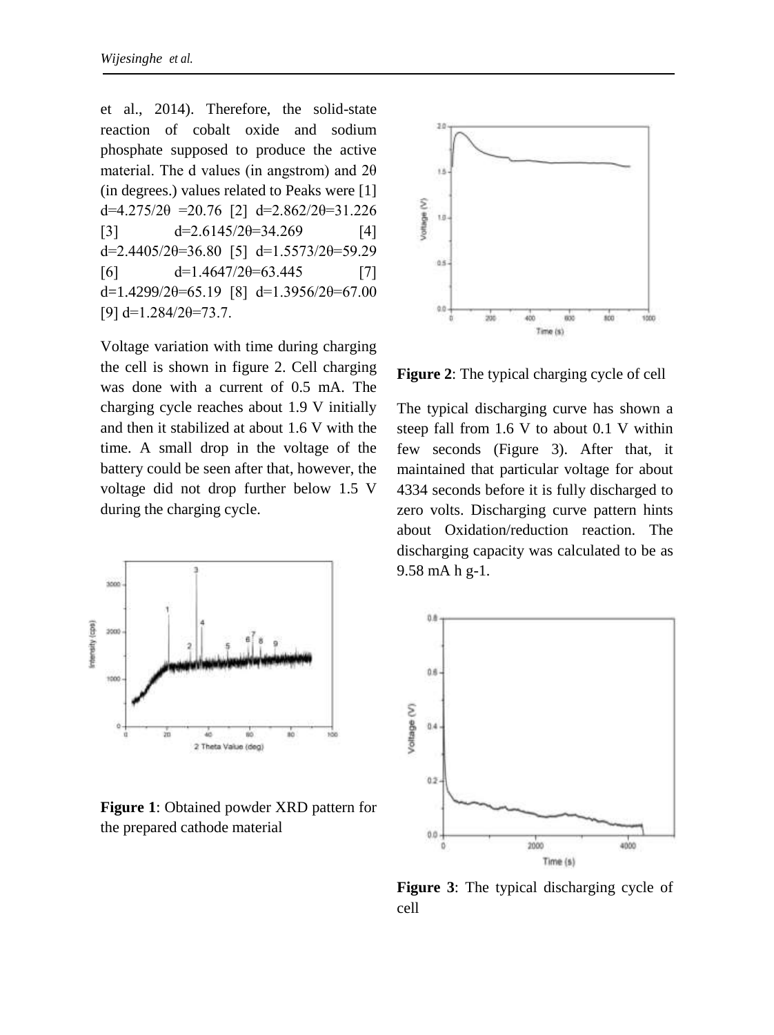et al., 2014). Therefore, the solid-state reaction of cobalt oxide and sodium phosphate supposed to produce the active material. The d values (in angstrom) and 2θ (in degrees.) values related to Peaks were [1] d=4.275/2θ =20.76 [2] d=2.862/2θ=31.226 [3] d=2.6145/2θ=34.269 [4] d=2.4405/2θ=36.80 [5] d=1.5573/2θ=59.29 [6] d=1.4647/2θ=63.445 [7] d=1.4299/2θ=65.19 [8] d=1.3956/2θ=67.00 [9] d=1.284/2θ=73.7.

Voltage variation with time during charging the cell is shown in figure 2. Cell charging was done with a current of 0.5 mA. The charging cycle reaches about 1.9 V initially and then it stabilized at about 1.6 V with the time. A small drop in the voltage of the battery could be seen after that, however, the voltage did not drop further below 1.5 V during the charging cycle.

**Figure 1**: Obtained powder XRD pattern for the prepared cathode material

**Figure 2**: The typical charging cycle of cell

The typical discharging curve has shown a steep fall from 1.6 V to about 0.1 V within few seconds (Figure 3). After that, it maintained that particular voltage for about 4334 seconds before it is fully discharged to zero volts. Discharging curve pattern hints about Oxidation/reduction reaction. The discharging capacity was calculated to be as 9.58 mA h g-1.

**Figure 3**: The typical discharging cycle of cell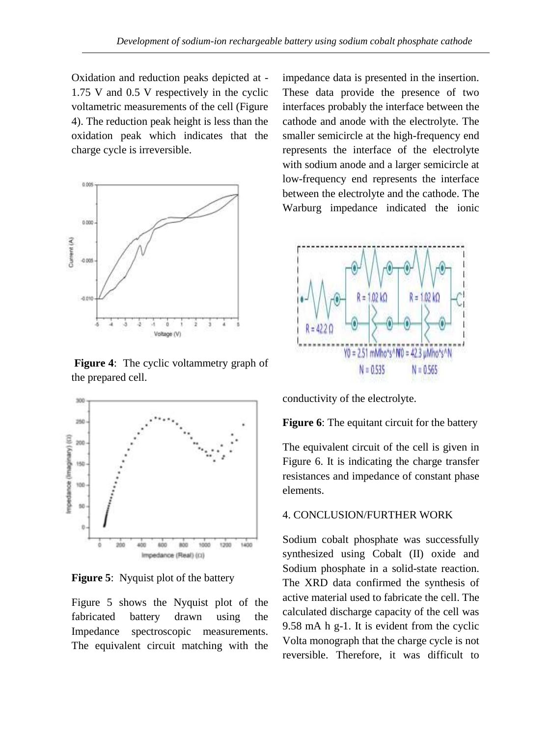Oxidation and reduction peaks depicted at -1.75 V and 0.5 V respectively in the cyclic voltametric measurements of the cell (Figure 4). The reduction peak height is less than the oxidation peak which indicates that the charge cycle is irreversible.

**Figure 4**: The cyclic voltammetry graph of the prepared cell.

**Figure 5**: Nyquist plot of the battery

Figure 5 shows the Nyquist plot of the fabricated battery drawn using the Impedance spectroscopic measurements. The equivalent circuit matching with the impedance data is presented in the insertion. These data provide the presence of two interfaces probably the interface between the cathode and anode with the electrolyte. The smaller semicircle at the high-frequency end represents the interface of the electrolyte with sodium anode and a larger semicircle at low-frequency end represents the interface between the electrolyte and the cathode. The Warburg impedance indicated the ionic conductivity of the electrolyte.

**Figure 6**: The equitant circuit for the battery

The equivalent circuit of the cell is given in Figure 6. It is indicating the charge transfer resistances and impedance of constant phase elements.

## 4. CONCLUSION/FURTHER WORK

Sodium cobalt phosphate was successfully synthesized using Cobalt (II) oxide and Sodium phosphate in a solid-state reaction. The XRD data confirmed the synthesis of active material used to fabricate the cell. The calculated discharge capacity of the cell was 9.58 mA h g-1. It is evident from the cyclic Volta monograph that the charge cycle is not reversible. Therefore, it was difficult to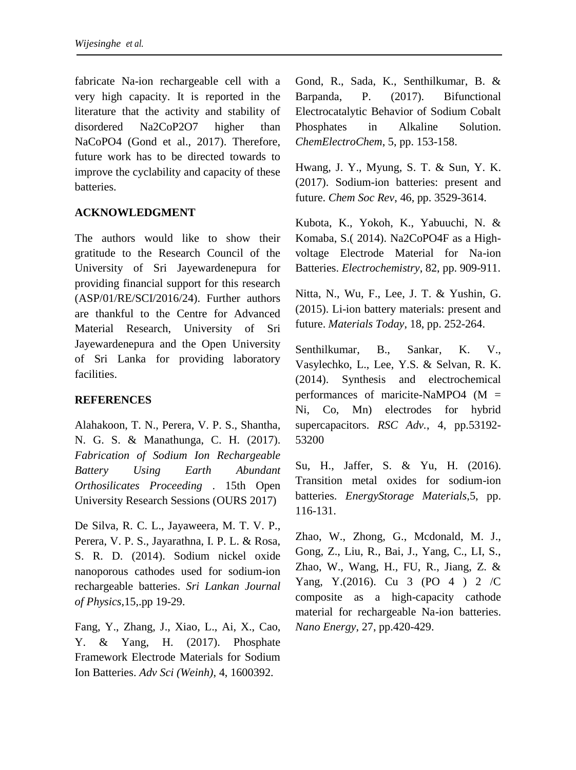fabricate Na-ion rechargeable cell with a very high capacity. It is reported in the literature that the activity and stability of disordered $Na_2CoP_2O_7$ higher than $NaCoPO_4$ (Gond et al., 2017). Therefore, future work has to be directed towards to improve the cyclability and capacity of these batteries.

## ACKNOWLEDGMENT

The authors would like to show their gratitude to the Research Council of the University of Sri Jayewardenepura for providing financial support for this research (ASP/01/RE/SCI/2016/24). Further authors are thankful to the Centre for Advanced Material Research, University of Sri Jayewardenepura and the Open University of Sri Lanka for providing laboratory facilities.

## REFERENCES

Alahakoon, T. N., Perera, V. P. S., Shantha, N. G. S. & Manathunga, C. H. (2017). *Fabrication of Sodium Ion Rechargeable Battery Using Earth Abundant Orthosilicates Proceeding* . 15th Open University Research Sessions (OURS 2017)

De Silva, R. C. L., Jayaweera, M. T. V. P., Perera, V. P. S., Jayarathna, I. P. L. & Rosa, S. R. D. (2014). Sodium nickel oxide nanoporous cathodes used for sodium-ion rechargeable batteries. *Sri Lankan Journal of Physics*,15,.pp 19-29.

Fang, Y., Zhang, J., Xiao, L., Ai, X., Cao, Y. & Yang, H. (2017). Phosphate Framework Electrode Materials for Sodium Ion Batteries. *Adv Sci (Weinh)*, 4, 1600392.

Gond, R., Sada, K., Senthilkumar, B. & Barpanda, P. (2017). Bifunctional Electrocatalytic Behavior of Sodium Cobalt Phosphates in Alkaline Solution. *ChemElectroChem*, 5, pp. 153-158.

Hwang, J. Y., Myung, S. T. & Sun, Y. K. (2017). Sodium-ion batteries: present and future. *Chem Soc Rev*, 46, pp. 3529-3614.

Kubota, K., Yokoh, K., Yabuuchi, N. & Komaba, S.( 2014). $Na_2CoPO_4F$ as a High-voltage Electrode Material for Na-ion Batteries. *Electrochemistry*, 82, pp. 909-911.

Nitta, N., Wu, F., Lee, J. T. & Yushin, G. (2015). Li-ion battery materials: present and future. *Materials Today*, 18, pp. 252-264.

Senthilkumar, B., Sankar, K. V., Vasylechko, L., Lee, Y.S. & Selvan, R. K. (2014). Synthesis and electrochemical performances of maricite-$NaMPO_4$ (M = Ni, Co, Mn) electrodes for hybrid supercapacitors. *RSC Adv.*, 4, pp.53192-53200

Su, H., Jaffer, S. & Yu, H. (2016). Transition metal oxides for sodium-ion batteries. *EnergyStorage Materials*,5, pp. 116-131.

Zhao, W., Zhong, G., Mcdonald, M. J., Gong, Z., Liu, R., Bai, J., Yang, C., LI, S., Zhao, W., Wang, H., FU, R., Jiang, Z. & Yang, Y.(2016). $Cu_3(PO_4)_2$/C composite as a high-capacity cathode material for rechargeable Na-ion batteries. *Nano Energy*, 27, pp.420-429.